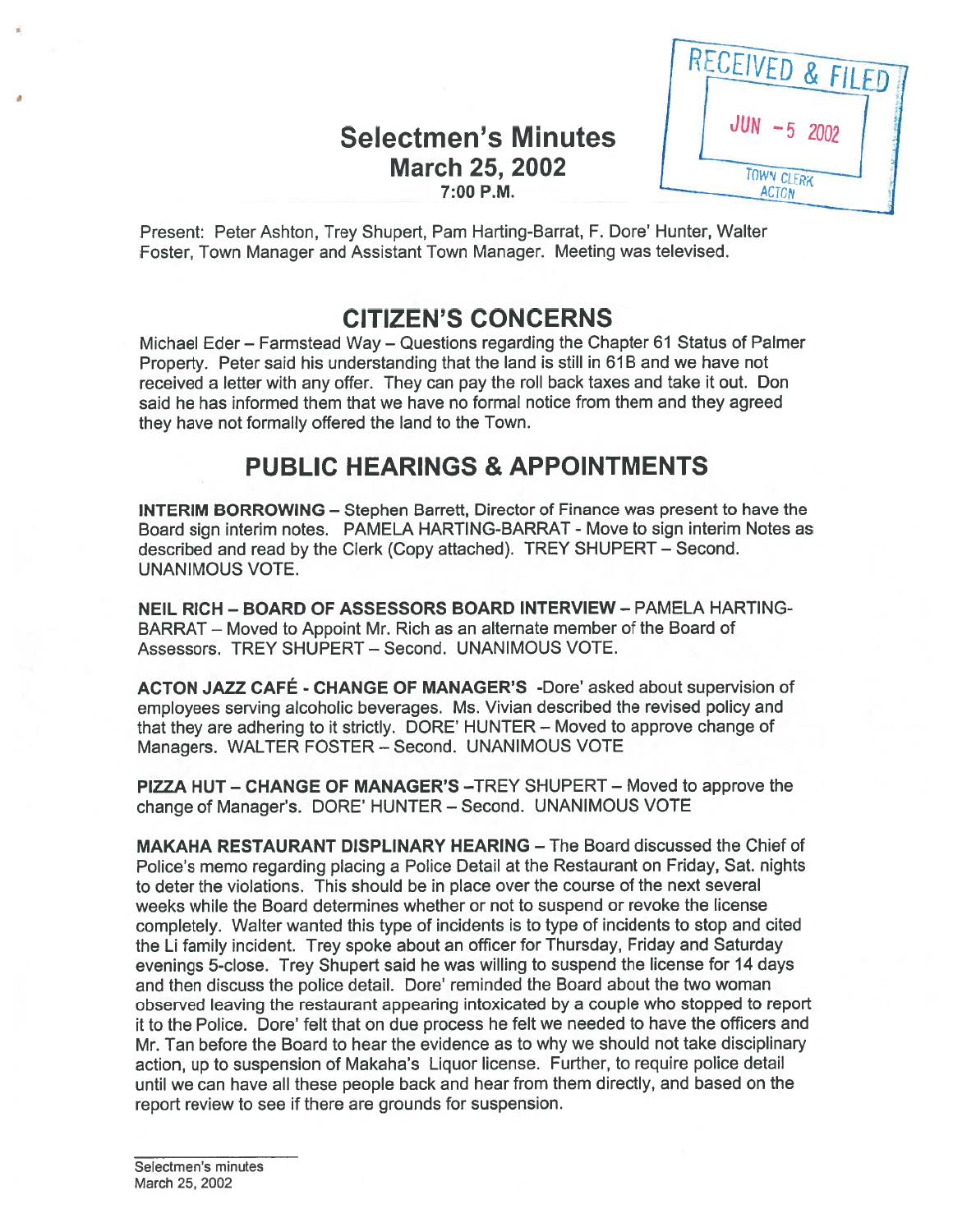# Selectmen's Minutes
## March 25, 2002
### 7:00 P.M.

RECEIVED & FILED
JUN - 5 2002
TOWN CLERK
ACTON

Present: Peter Ashton, Trey Shupert, Pam Harting-Barrat, F. Dore' Hunter, Walter Foster, Town Manager and Assistant Town Manager. Meeting was televised.

## CITIZEN'S CONCERNS

Michael Eder – Farmstead Way – Questions regarding the Chapter 61 Status of Palmer Property. Peter said his understanding that the land is still in 61B and we have not received a letter with any offer. They can pay the roll back taxes and take it out. Don said he has informed them that we have no formal notice from them and they agreed they have not formally offered the land to the Town.

## PUBLIC HEARINGS & APPOINTMENTS

**INTERIM BORROWING** – Stephen Barrett, Director of Finance was present to have the Board sign interim notes. PAMELA HARTING-BARRAT - Move to sign interim Notes as described and read by the Clerk (Copy attached). TREY SHUPERT – Second. UNANIMOUS VOTE.

**NEIL RICH – BOARD OF ASSESSORS BOARD INTERVIEW** – PAMELA HARTING-BARRAT – Moved to Appoint Mr. Rich as an alternate member of the Board of Assessors. TREY SHUPERT – Second. UNANIMOUS VOTE.

**ACTON JAZZ CAFÉ - CHANGE OF MANAGER'S** -Dore' asked about supervision of employees serving alcoholic beverages. Ms. Vivian described the revised policy and that they are adhering to it strictly. DORE' HUNTER – Moved to approve change of Managers. WALTER FOSTER – Second. UNANIMOUS VOTE

**PIZZA HUT – CHANGE OF MANAGER'S** –TREY SHUPERT – Moved to approve the change of Manager's. DORE' HUNTER – Second. UNANIMOUS VOTE

**MAKAHA RESTAURANT DISPLINARY HEARING** – The Board discussed the Chief of Police's memo regarding placing a Police Detail at the Restaurant on Friday, Sat. nights to deter the violations. This should be in place over the course of the next several weeks while the Board determines whether or not to suspend or revoke the license completely. Walter wanted this type of incidents is to type of incidents to stop and cited the Li family incident. Trey spoke about an officer for Thursday, Friday and Saturday evenings 5-close. Trey Shupert said he was willing to suspend the license for 14 days and then discuss the police detail. Dore' reminded the Board about the two woman observed leaving the restaurant appearing intoxicated by a couple who stopped to report it to the Police. Dore' felt that on due process he felt we needed to have the officers and Mr. Tan before the Board to hear the evidence as to why we should not take disciplinary action, up to suspension of Makaha's Liquor license. Further, to require police detail until we can have all these people back and hear from them directly, and based on the report review to see if there are grounds for suspension.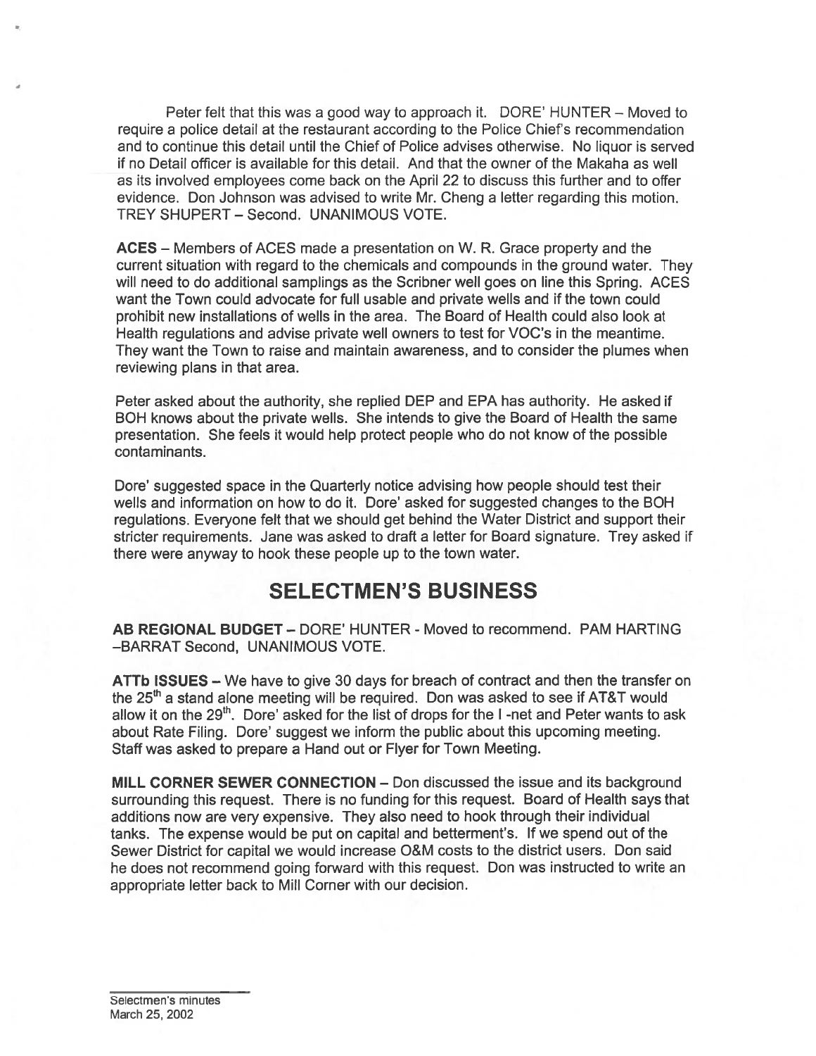Peter felt that this was a good way to approach it. DORE' HUNTER – Moved to require a police detail at the restaurant according to the Police Chief's recommendation and to continue this detail until the Chief of Police advises otherwise. No liquor is served if no Detail officer is available for this detail. And that the owner of the Makaha as well as its involved employees come back on the April 22 to discuss this further and to offer evidence. Don Johnson was advised to write Mr. Cheng a letter regarding this motion. TREY SHUPERT – Second. UNANIMOUS VOTE.

**ACES** – Members of ACES made a presentation on W. R. Grace property and the current situation with regard to the chemicals and compounds in the ground water. They will need to do additional samplings as the Scribner well goes on line this Spring. ACES want the Town could advocate for full usable and private wells and if the town could prohibit new installations of wells in the area. The Board of Health could also look at Health regulations and advise private well owners to test for VOC's in the meantime. They want the Town to raise and maintain awareness, and to consider the plumes when reviewing plans in that area.

Peter asked about the authority, she replied DEP and EPA has authority. He asked if BOH knows about the private wells. She intends to give the Board of Health the same presentation. She feels it would help protect people who do not know of the possible contaminants.

Dore' suggested space in the Quarterly notice advising how people should test their wells and information on how to do it. Dore' asked for suggested changes to the BOH regulations. Everyone felt that we should get behind the Water District and support their stricter requirements. Jane was asked to draft a letter for Board signature. Trey asked if there were anyway to hook these people up to the town water.

# SELECTMEN'S BUSINESS

**AB REGIONAL BUDGET** – DORE' HUNTER - Moved to recommend. PAM HARTING –BARRAT Second, UNANIMOUS VOTE.

**ATTb ISSUES** – We have to give 30 days for breach of contract and then the transfer on the 25th a stand alone meeting will be required. Don was asked to see if AT&T would allow it on the 29th. Dore' asked for the list of drops for the I -net and Peter wants to ask about Rate Filing. Dore' suggest we inform the public about this upcoming meeting. Staff was asked to prepare a Hand out or Flyer for Town Meeting.

**MILL CORNER SEWER CONNECTION** – Don discussed the issue and its background surrounding this request. There is no funding for this request. Board of Health says that additions now are very expensive. They also need to hook through their individual tanks. The expense would be put on capital and betterment's. If we spend out of the Sewer District for capital we would increase O&M costs to the district users. Don said he does not recommend going forward with this request. Don was instructed to write an appropriate letter back to Mill Corner with our decision.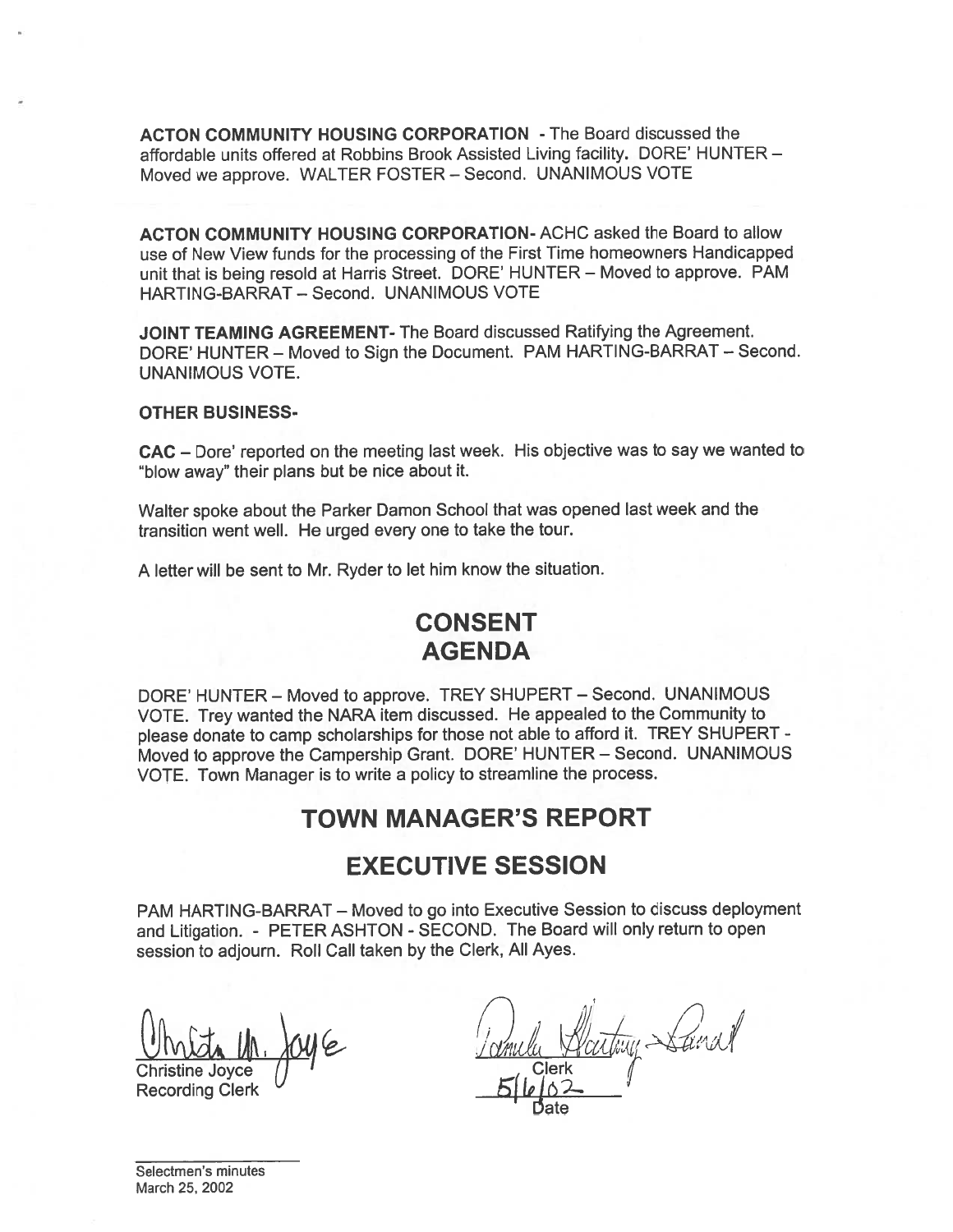**ACTON COMMUNITY HOUSING CORPORATION** - The Board discussed the affordable units offered at Robbins Brook Assisted Living facility. DORE' HUNTER – Moved we approve. WALTER FOSTER – Second. UNANIMOUS VOTE

**ACTON COMMUNITY HOUSING CORPORATION**- ACHC asked the Board to allow use of New View funds for the processing of the First Time homeowners Handicapped unit that is being resold at Harris Street. DORE' HUNTER – Moved to approve. PAM HARTING-BARRAT – Second. UNANIMOUS VOTE

**JOINT TEAMING AGREEMENT**- The Board discussed Ratifying the Agreement. DORE' HUNTER – Moved to Sign the Document. PAM HARTING-BARRAT – Second. UNANIMOUS VOTE.

**OTHER BUSINESS-**

**CAC** – Dore' reported on the meeting last week. His objective was to say we wanted to "blow away" their plans but be nice about it.

Walter spoke about the Parker Damon School that was opened last week and the transition went well. He urged every one to take the tour.

A letter will be sent to Mr. Ryder to let him know the situation.

# CONSENT AGENDA

DORE' HUNTER – Moved to approve. TREY SHUPERT – Second. UNANIMOUS VOTE. Trey wanted the NARA item discussed. He appealed to the Community to please donate to camp scholarships for those not able to afford it. TREY SHUPERT - Moved to approve the Campership Grant. DORE' HUNTER – Second. UNANIMOUS VOTE. Town Manager is to write a policy to streamline the process.

# TOWN MANAGER'S REPORT

# EXECUTIVE SESSION

PAM HARTING-BARRAT – Moved to go into Executive Session to discuss deployment and Litigation. - PETER ASHTON - SECOND. The Board will only return to open session to adjourn. Roll Call taken by the Clerk, All Ayes.

Christine M. Joyce
Christine Joyce
Recording Clerk

Pamela Harting-Barrat
Clerk
5/6/02
Date

Selectmen's minutes
March 25, 2002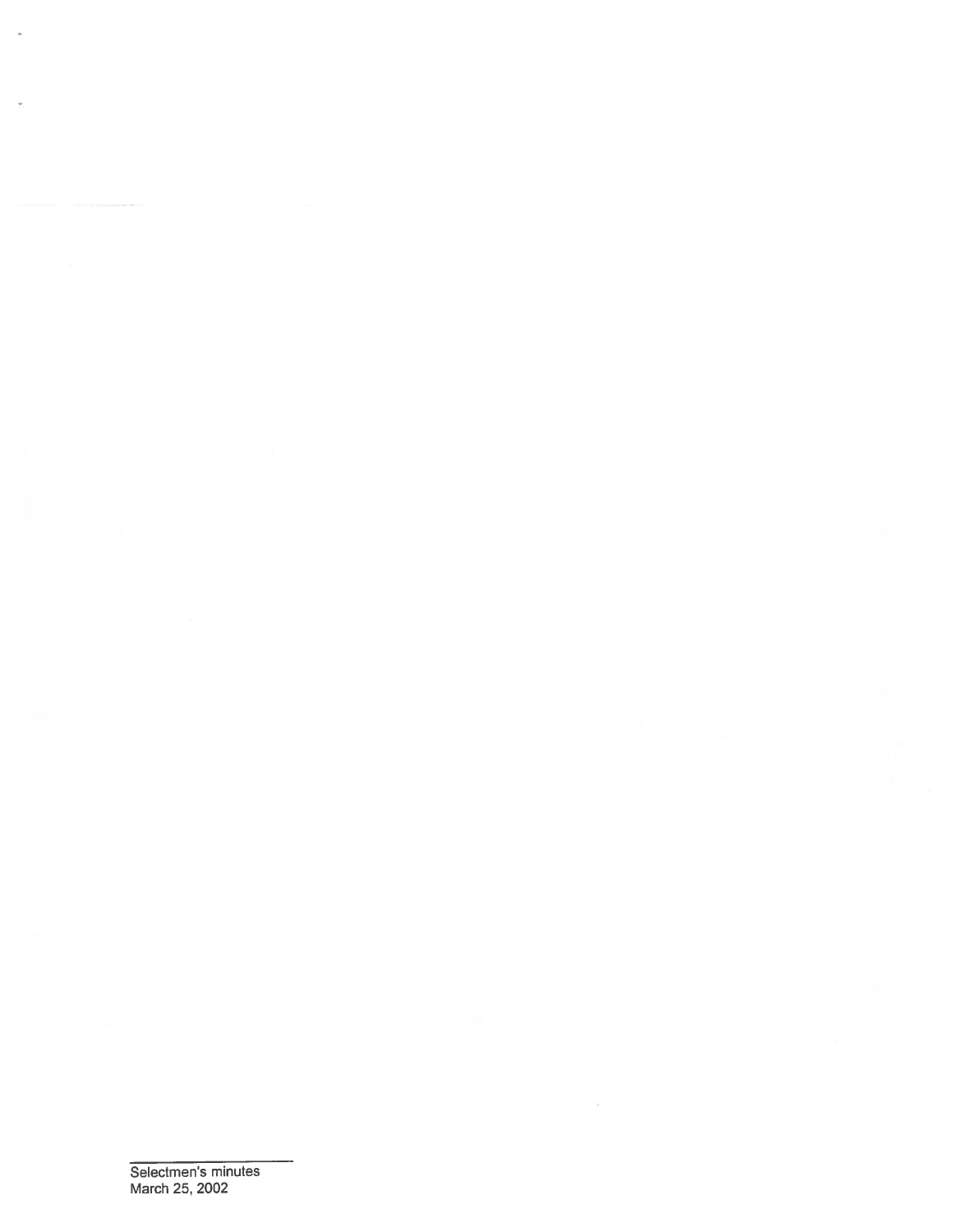Selectmen's minutes
March 25, 2002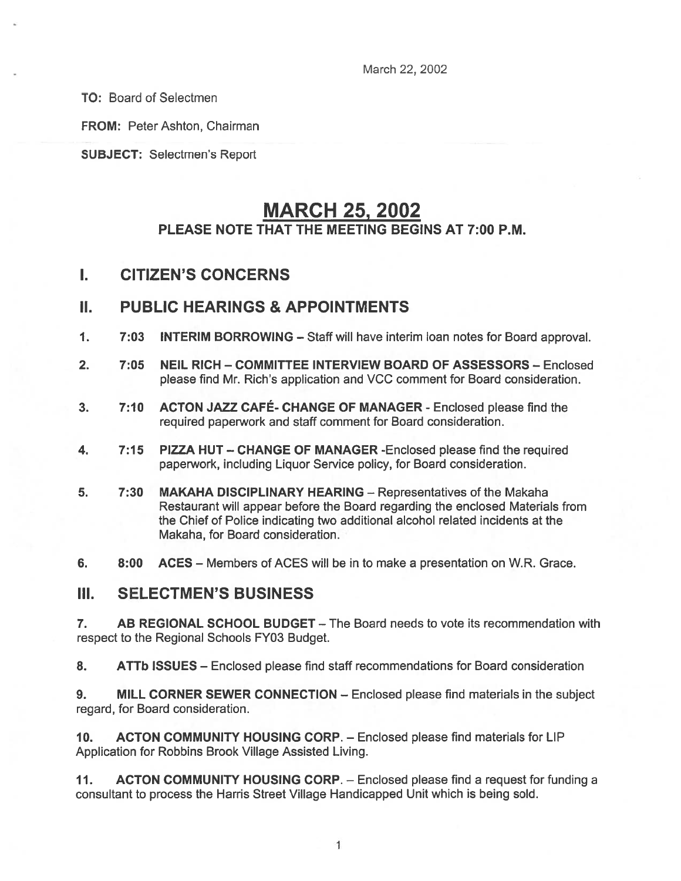March 22, 2002

**TO:** Board of Selectmen

**FROM:** Peter Ashton, Chairman

**SUBJECT:** Selectmen's Report

# MARCH 25, 2002

## PLEASE NOTE THAT THE MEETING BEGINS AT 7:00 P.M.

## I. CITIZEN'S CONCERNS

## II. PUBLIC HEARINGS & APPOINTMENTS

1. **7:03 INTERIM BORROWING** – Staff will have interim loan notes for Board approval.

2. **7:05 NEIL RICH – COMMITTEE INTERVIEW BOARD OF ASSESSORS** – Enclosed please find Mr. Rich's application and VCC comment for Board consideration.

3. **7:10 ACTON JAZZ CAFÉ- CHANGE OF MANAGER** - Enclosed please find the required paperwork and staff comment for Board consideration.

4. **7:15 PIZZA HUT – CHANGE OF MANAGER** -Enclosed please find the required paperwork, including Liquor Service policy, for Board consideration.

5. **7:30 MAKAHA DISCIPLINARY HEARING** – Representatives of the Makaha Restaurant will appear before the Board regarding the enclosed Materials from the Chief of Police indicating two additional alcohol related incidents at the Makaha, for Board consideration.

6. **8:00 ACES** – Members of ACES will be in to make a presentation on W.R. Grace.

## III. SELECTMEN'S BUSINESS

7. **AB REGIONAL SCHOOL BUDGET** – The Board needs to vote its recommendation with respect to the Regional Schools FY03 Budget.

8. **ATTb ISSUES** – Enclosed please find staff recommendations for Board consideration

9. **MILL CORNER SEWER CONNECTION** – Enclosed please find materials in the subject regard, for Board consideration.

10. **ACTON COMMUNITY HOUSING CORP.** – Enclosed please find materials for LIP Application for Robbins Brook Village Assisted Living.

11. **ACTON COMMUNITY HOUSING CORP.** – Enclosed please find a request for funding a consultant to process the Harris Street Village Handicapped Unit which is being sold.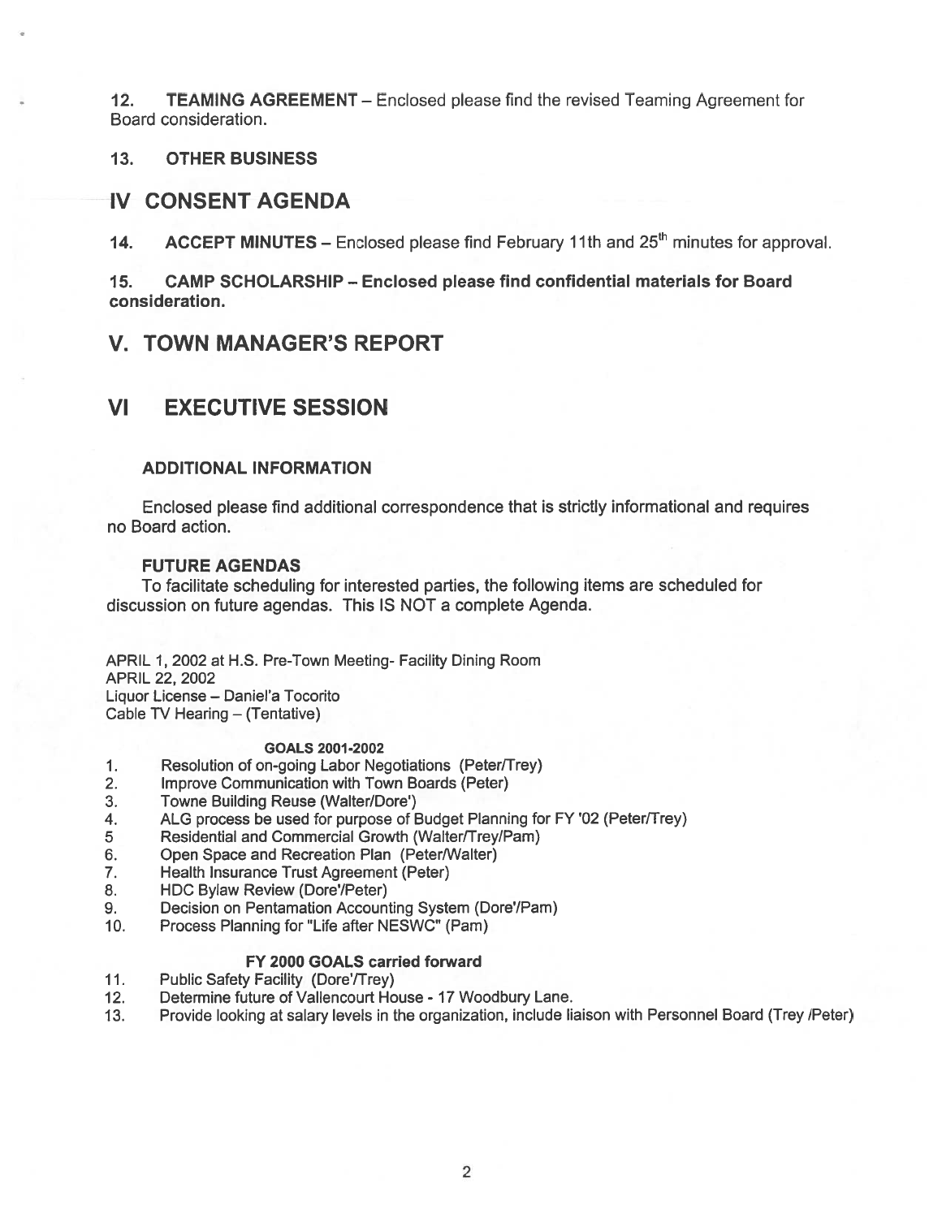**12. TEAMING AGREEMENT** – Enclosed please find the revised Teaming Agreement for Board consideration.

**13. OTHER BUSINESS**

## IV CONSENT AGENDA

**14. ACCEPT MINUTES** – Enclosed please find February 11th and 25th minutes for approval.

**15. CAMP SCHOLARSHIP – Enclosed please find confidential materials for Board consideration.**

## V. TOWN MANAGER'S REPORT

## VI EXECUTIVE SESSION

### ADDITIONAL INFORMATION

Enclosed please find additional correspondence that is strictly informational and requires no Board action.

### FUTURE AGENDAS

To facilitate scheduling for interested parties, the following items are scheduled for discussion on future agendas. This IS NOT a complete Agenda.

APRIL 1, 2002 at H.S. Pre-Town Meeting- Facility Dining Room
APRIL 22, 2002
Liquor License – Daniel'a Tocorito
Cable TV Hearing – (Tentative)

**GOALS 2001-2002**

1. Resolution of on-going Labor Negotiations (Peter/Trey)
2. Improve Communication with Town Boards (Peter)
3. Towne Building Reuse (Walter/Dore')
4. ALG process be used for purpose of Budget Planning for FY '02 (Peter/Trey)
5. Residential and Commercial Growth (Walter/Trey/Pam)
6. Open Space and Recreation Plan (Peter/Walter)
7. Health Insurance Trust Agreement (Peter)
8. HDC Bylaw Review (Dore'/Peter)
9. Decision on Pentamation Accounting System (Dore'/Pam)
10. Process Planning for "Life after NESWC" (Pam)

**FY 2000 GOALS carried forward**

11. Public Safety Facility (Dore'/Trey)
12. Determine future of Vallencourt House - 17 Woodbury Lane.
13. Provide looking at salary levels in the organization, include liaison with Personnel Board (Trey /Peter)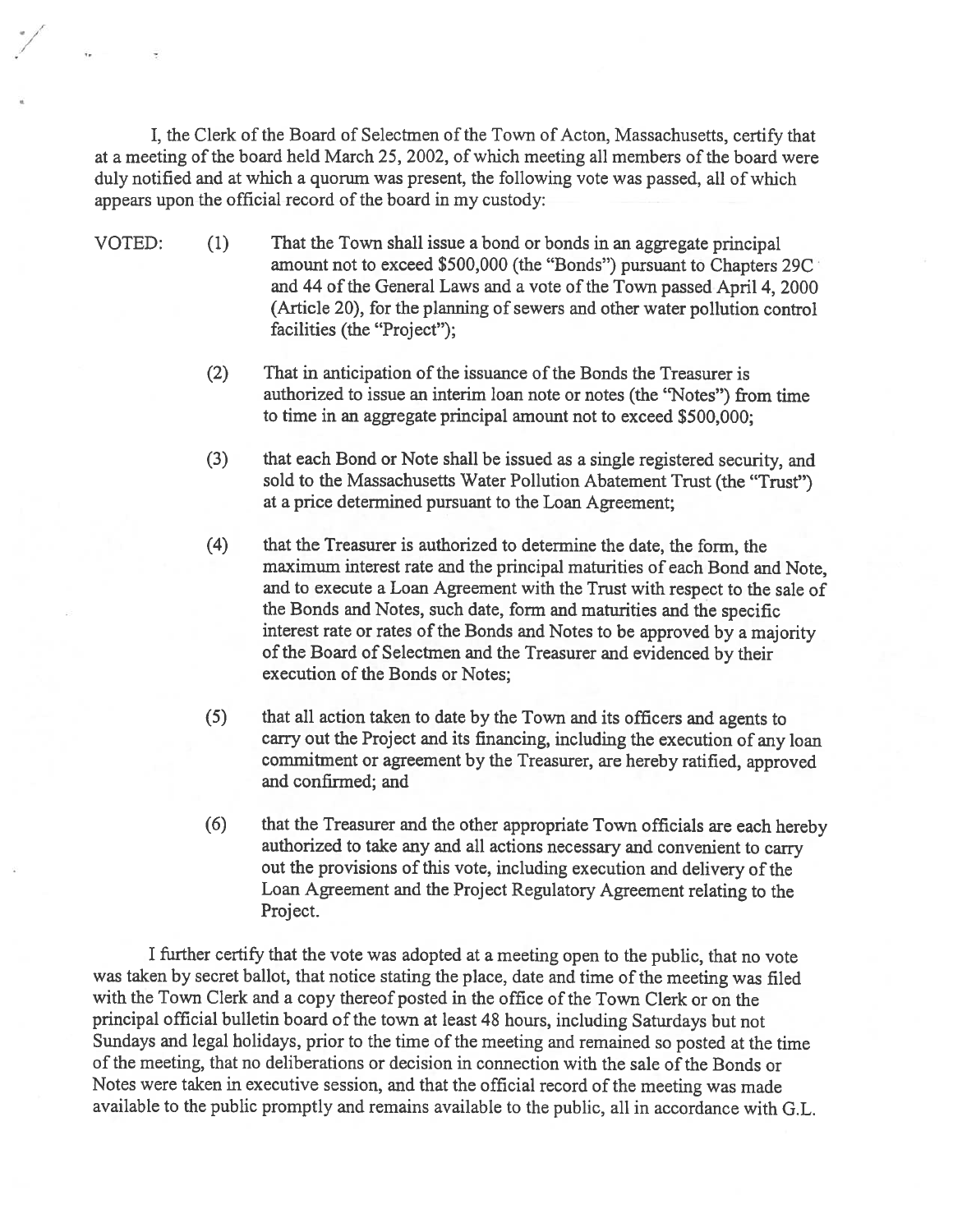I, the Clerk of the Board of Selectmen of the Town of Acton, Massachusetts, certify that at a meeting of the board held March 25, 2002, of which meeting all members of the board were duly notified and at which a quorum was present, the following vote was passed, all of which appears upon the official record of the board in my custody:

VOTED:

(1) That the Town shall issue a bond or bonds in an aggregate principal amount not to exceed $500,000 (the "Bonds") pursuant to Chapters 29C and 44 of the General Laws and a vote of the Town passed April 4, 2000 (Article 20), for the planning of sewers and other water pollution control facilities (the "Project");

(2) That in anticipation of the issuance of the Bonds the Treasurer is authorized to issue an interim loan note or notes (the "Notes") from time to time in an aggregate principal amount not to exceed $500,000;

(3) that each Bond or Note shall be issued as a single registered security, and sold to the Massachusetts Water Pollution Abatement Trust (the "Trust") at a price determined pursuant to the Loan Agreement;

(4) that the Treasurer is authorized to determine the date, the form, the maximum interest rate and the principal maturities of each Bond and Note, and to execute a Loan Agreement with the Trust with respect to the sale of the Bonds and Notes, such date, form and maturities and the specific interest rate or rates of the Bonds and Notes to be approved by a majority of the Board of Selectmen and the Treasurer and evidenced by their execution of the Bonds or Notes;

(5) that all action taken to date by the Town and its officers and agents to carry out the Project and its financing, including the execution of any loan commitment or agreement by the Treasurer, are hereby ratified, approved and confirmed; and

(6) that the Treasurer and the other appropriate Town officials are each hereby authorized to take any and all actions necessary and convenient to carry out the provisions of this vote, including execution and delivery of the Loan Agreement and the Project Regulatory Agreement relating to the Project.

I further certify that the vote was adopted at a meeting open to the public, that no vote was taken by secret ballot, that notice stating the place, date and time of the meeting was filed with the Town Clerk and a copy thereof posted in the office of the Town Clerk or on the principal official bulletin board of the town at least 48 hours, including Saturdays but not Sundays and legal holidays, prior to the time of the meeting and remained so posted at the time of the meeting, that no deliberations or decision in connection with the sale of the Bonds or Notes were taken in executive session, and that the official record of the meeting was made available to the public promptly and remains available to the public, all in accordance with G.L.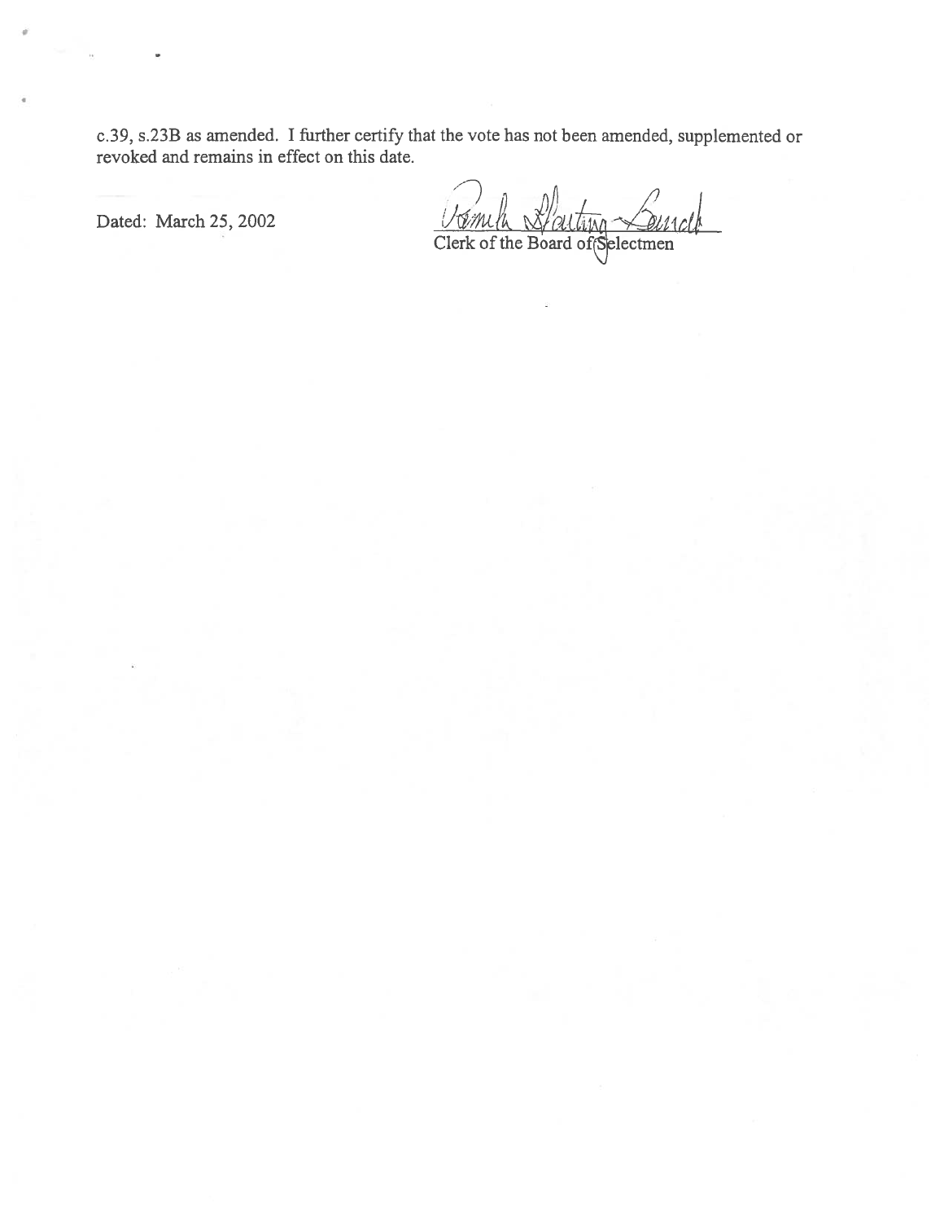c.39, s.23B as amended. I further certify that the vote has not been amended, supplemented or revoked and remains in effect on this date.

Dated: March 25, 2002

Clerk of the Board of Selectmen